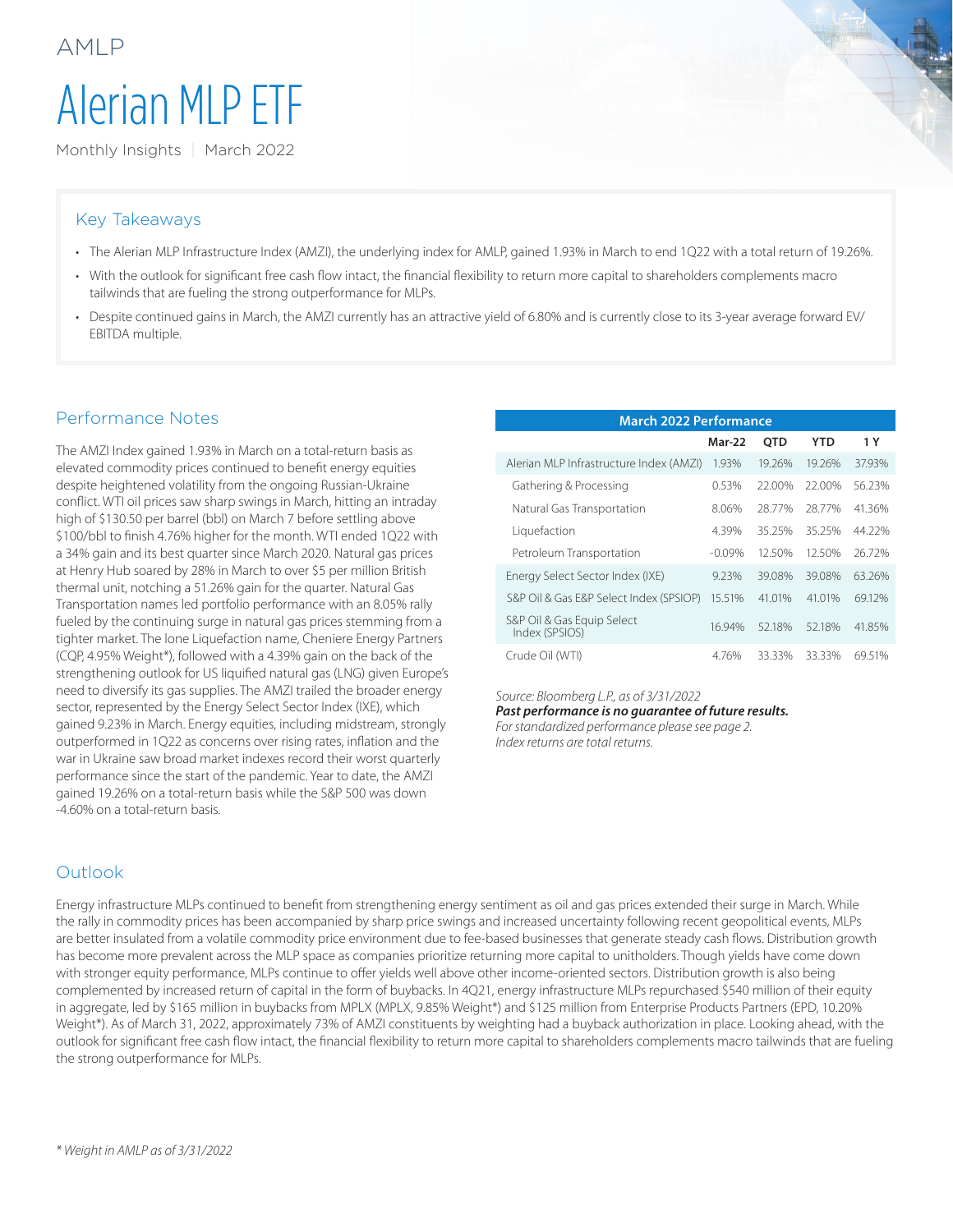AMLP

# Alerian MLP ETF

Monthly Insights | March 2022

## Key Takeaways

- The Alerian MLP Infrastructure Index (AMZI), the underlying index for AMLP, gained 1.93% in March to end 1Q22 with a total return of 19.26%.
- With the outlook for significant free cash flow intact, the financial flexibility to return more capital to shareholders complements macro tailwinds that are fueling the strong outperformance for MLPs.
- Despite continued gains in March, the AMZI currently has an attractive yield of 6.80% and is currently close to its 3-year average forward EV/EBITDA multiple.

## Performance Notes

The AMZI Index gained 1.93% in March on a total-return basis as elevated commodity prices continued to benefit energy equities despite heightened volatility from the ongoing Russian-Ukraine conflict. WTI oil prices saw sharp swings in March, hitting an intraday high of $130.50 per barrel (bbl) on March 7 before settling above $100/bbl to finish 4.76% higher for the month. WTI ended 1Q22 with a 34% gain and its best quarter since March 2020. Natural gas prices at Henry Hub soared by 28% in March to over $5 per million British thermal unit, notching a 51.26% gain for the quarter. Natural Gas Transportation names led portfolio performance with an 8.05% rally fueled by the continuing surge in natural gas prices stemming from a tighter market. The lone Liquefaction name, Cheniere Energy Partners (CQP, 4.95% Weight*), followed with a 4.39% gain on the back of the strengthening outlook for US liquified natural gas (LNG) given Europe's need to diversify its gas supplies. The AMZI trailed the broader energy sector, represented by the Energy Select Sector Index (IXE), which gained 9.23% in March. Energy equities, including midstream, strongly outperformed in 1Q22 as concerns over rising rates, inflation and the war in Ukraine saw broad market indexes record their worst quarterly performance since the start of the pandemic. Year to date, the AMZI gained 19.26% on a total-return basis while the S&P 500 was down -4.60% on a total-return basis.

| March 2022 Performance | Mar-22 | QTD | YTD | 1 Y |
|---|---|---|---|---|
| Alerian MLP Infrastructure Index (AMZI) | 1.93% | 19.26% | 19.26% | 37.93% |
| Gathering & Processing | 0.53% | 22.00% | 22.00% | 56.23% |
| Natural Gas Transportation | 8.06% | 28.77% | 28.77% | 41.36% |
| Liquefaction | 4.39% | 35.25% | 35.25% | 44.22% |
| Petroleum Transportation | -0.09% | 12.50% | 12.50% | 26.72% |
| Energy Select Sector Index (IXE) | 9.23% | 39.08% | 39.08% | 63.26% |
| S&P Oil & Gas E&P Select Index (SPSIOP) | 15.51% | 41.01% | 41.01% | 69.12% |
| S&P Oil & Gas Equip Select Index (SPSIOS) | 16.94% | 52.18% | 52.18% | 41.85% |
| Crude Oil (WTI) | 4.76% | 33.33% | 33.33% | 69.51% |

*Source: Bloomberg L.P., as of 3/31/2022*
***Past performance is no guarantee of future results.***
*For standardized performance please see page 2.*
*Index returns are total returns.*

## Outlook

Energy infrastructure MLPs continued to benefit from strengthening energy sentiment as oil and gas prices extended their surge in March. While the rally in commodity prices has been accompanied by sharp price swings and increased uncertainty following recent geopolitical events, MLPs are better insulated from a volatile commodity price environment due to fee-based businesses that generate steady cash flows. Distribution growth has become more prevalent across the MLP space as companies prioritize returning more capital to unitholders. Though yields have come down with stronger equity performance, MLPs continue to offer yields well above other income-oriented sectors. Distribution growth is also being complemented by increased return of capital in the form of buybacks. In 4Q21, energy infrastructure MLPs repurchased $540 million of their equity in aggregate, led by $165 million in buybacks from MPLX (MPLX, 9.85% Weight*) and $125 million from Enterprise Products Partners (EPD, 10.20% Weight*). As of March 31, 2022, approximately 73% of AMZI constituents by weighting had a buyback authorization in place. Looking ahead, with the outlook for significant free cash flow intact, the financial flexibility to return more capital to shareholders complements macro tailwinds that are fueling the strong outperformance for MLPs.

*\* Weight in AMLP as of 3/31/2022*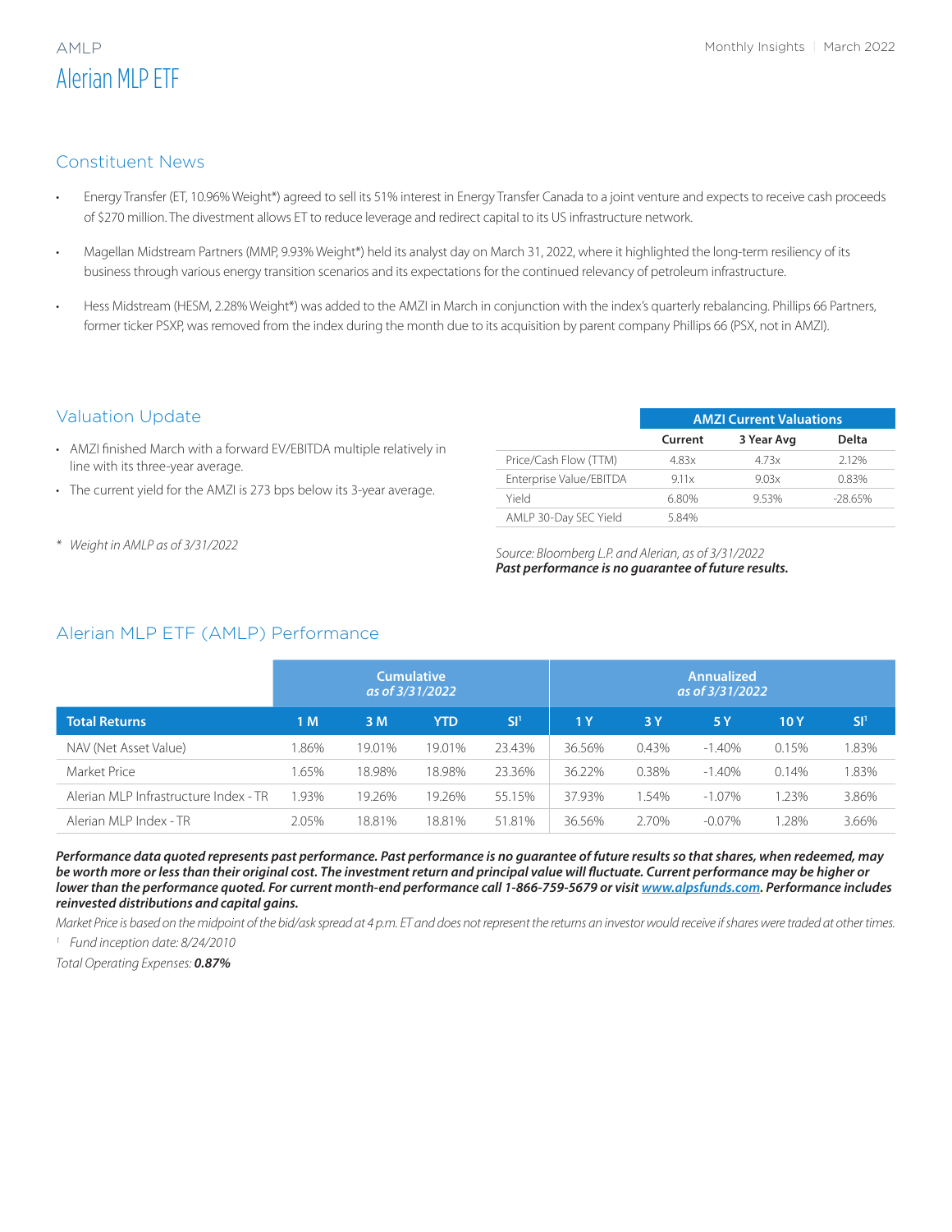# AMLP

## Alerian MLP ETF

Monthly Insights | March 2022

## Constituent News

- Energy Transfer (ET, 10.96% Weight*) agreed to sell its 51% interest in Energy Transfer Canada to a joint venture and expects to receive cash proceeds of $270 million. The divestment allows ET to reduce leverage and redirect capital to its US infrastructure network.
- Magellan Midstream Partners (MMP, 9.93% Weight*) held its analyst day on March 31, 2022, where it highlighted the long-term resiliency of its business through various energy transition scenarios and its expectations for the continued relevancy of petroleum infrastructure.
- Hess Midstream (HESM, 2.28% Weight*) was added to the AMZI in March in conjunction with the index's quarterly rebalancing. Phillips 66 Partners, former ticker PSXP, was removed from the index during the month due to its acquisition by parent company Phillips 66 (PSX, not in AMZI).

## Valuation Update

- AMZI finished March with a forward EV/EBITDA multiple relatively in line with its three-year average.
- The current yield for the AMZI is 273 bps below its 3-year average.

\* *Weight in AMLP as of 3/31/2022*

| | AMZI Current Valuations | | |
|---|---|---|---|
| | Current | 3 Year Avg | Delta |
| Price/Cash Flow (TTM) | 4.83x | 4.73x | 2.12% |
| Enterprise Value/EBITDA | 9.11x | 9.03x | 0.83% |
| Yield | 6.80% | 9.53% | -28.65% |
| AMLP 30-Day SEC Yield | 5.84% | | |

*Source: Bloomberg L.P. and Alerian, as of 3/31/2022*
***Past performance is no guarantee of future results.***

## Alerian MLP ETF (AMLP) Performance

| | Cumulative *as of 3/31/2022* | | | | Annualized *as of 3/31/2022* | | | | |
|---|---|---|---|---|---|---|---|---|---|
| **Total Returns** | **1 M** | **3 M** | **YTD** | **SI[1]** | **1 Y** | **3 Y** | **5 Y** | **10 Y** | **SI[1]** |
| NAV (Net Asset Value) | 1.86% | 19.01% | 19.01% | 23.43% | 36.56% | 0.43% | -1.40% | 0.15% | 1.83% |
| Market Price | 1.65% | 18.98% | 18.98% | 23.36% | 36.22% | 0.38% | -1.40% | 0.14% | 1.83% |
| Alerian MLP Infrastructure Index - TR | 1.93% | 19.26% | 19.26% | 55.15% | 37.93% | 1.54% | -1.07% | 1.23% | 3.86% |
| Alerian MLP Index - TR | 2.05% | 18.81% | 18.81% | 51.81% | 36.56% | 2.70% | -0.07% | 1.28% | 3.66% |

***Performance data quoted represents past performance. Past performance is no guarantee of future results so that shares, when redeemed, may be worth more or less than their original cost. The investment return and principal value will fluctuate. Current performance may be higher or lower than the performance quoted. For current month-end performance call 1-866-759-5679 or visit www.alpsfunds.com. Performance includes reinvested distributions and capital gains.***

*Market Price is based on the midpoint of the bid/ask spread at 4 p.m. ET and does not represent the returns an investor would receive if shares were traded at other times.*

[1] *Fund inception date: 8/24/2010*

*Total Operating Expenses:* ***0.87%***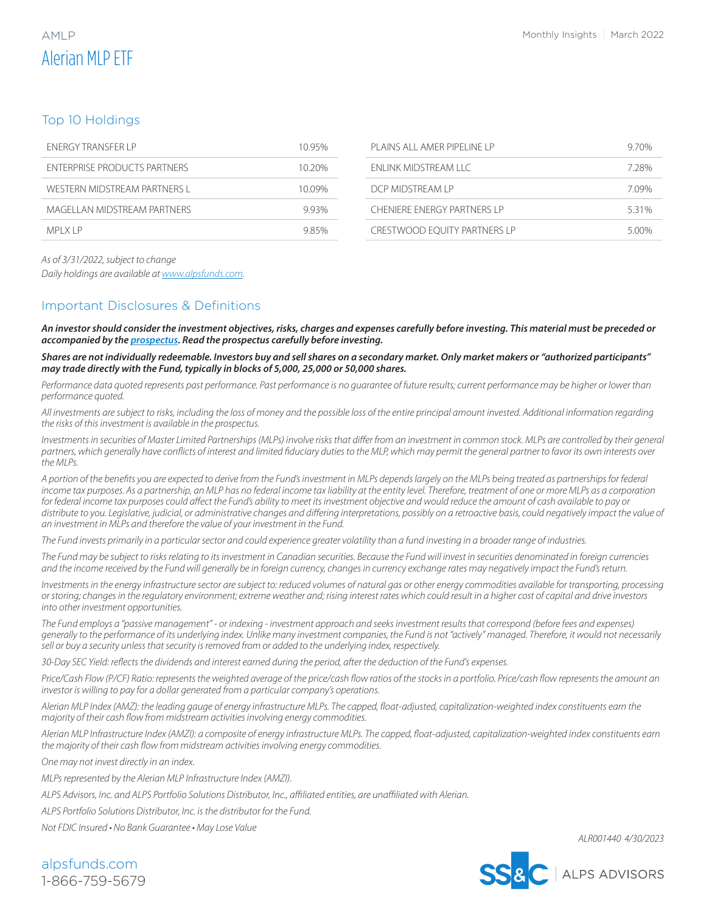## Top 10 Holdings

| | | | |
|---|---|---|---|
| ENERGY TRANSFER LP | 10.95% | PLAINS ALL AMER PIPELINE LP | 9.70% |
| ENTERPRISE PRODUCTS PARTNERS | 10.20% | ENLINK MIDSTREAM LLC | 7.28% |
| WESTERN MIDSTREAM PARTNERS L | 10.09% | DCP MIDSTREAM LP | 7.09% |
| MAGELLAN MIDSTREAM PARTNERS | 9.93% | CHENIERE ENERGY PARTNERS LP | 5.31% |
| MPLX LP | 9.85% | CRESTWOOD EQUITY PARTNERS LP | 5.00% |

*As of 3/31/2022, subject to change*

*Daily holdings are available at www.alpsfunds.com.*

## Important Disclosures & Definitions

***An investor should consider the investment objectives, risks, charges and expenses carefully before investing. This material must be preceded or accompanied by the prospectus. Read the prospectus carefully before investing.***

***Shares are not individually redeemable. Investors buy and sell shares on a secondary market. Only market makers or "authorized participants" may trade directly with the Fund, typically in blocks of 5,000, 25,000 or 50,000 shares.***

*Performance data quoted represents past performance. Past performance is no guarantee of future results; current performance may be higher or lower than performance quoted.*

*All investments are subject to risks, including the loss of money and the possible loss of the entire principal amount invested. Additional information regarding the risks of this investment is available in the prospectus.*

*Investments in securities of Master Limited Partnerships (MLPs) involve risks that differ from an investment in common stock. MLPs are controlled by their general partners, which generally have conflicts of interest and limited fiduciary duties to the MLP, which may permit the general partner to favor its own interests over the MLPs.*

*A portion of the benefits you are expected to derive from the Fund's investment in MLPs depends largely on the MLPs being treated as partnerships for federal income tax purposes. As a partnership, an MLP has no federal income tax liability at the entity level. Therefore, treatment of one or more MLPs as a corporation for federal income tax purposes could affect the Fund's ability to meet its investment objective and would reduce the amount of cash available to pay or distribute to you. Legislative, judicial, or administrative changes and differing interpretations, possibly on a retroactive basis, could negatively impact the value of an investment in MLPs and therefore the value of your investment in the Fund.*

*The Fund invests primarily in a particular sector and could experience greater volatility than a fund investing in a broader range of industries.*

*The Fund may be subject to risks relating to its investment in Canadian securities. Because the Fund will invest in securities denominated in foreign currencies and the income received by the Fund will generally be in foreign currency, changes in currency exchange rates may negatively impact the Fund's return.*

*Investments in the energy infrastructure sector are subject to: reduced volumes of natural gas or other energy commodities available for transporting, processing or storing; changes in the regulatory environment; extreme weather and; rising interest rates which could result in a higher cost of capital and drive investors into other investment opportunities.*

*The Fund employs a "passive management" - or indexing - investment approach and seeks investment results that correspond (before fees and expenses) generally to the performance of its underlying index. Unlike many investment companies, the Fund is not "actively" managed. Therefore, it would not necessarily sell or buy a security unless that security is removed from or added to the underlying index, respectively.*

*30-Day SEC Yield: reflects the dividends and interest earned during the period, after the deduction of the Fund's expenses.*

*Price/Cash Flow (P/CF) Ratio: represents the weighted average of the price/cash flow ratios of the stocks in a portfolio. Price/cash flow represents the amount an investor is willing to pay for a dollar generated from a particular company's operations.*

*Alerian MLP Index (AMZ): the leading gauge of energy infrastructure MLPs. The capped, float-adjusted, capitalization-weighted index constituents earn the majority of their cash flow from midstream activities involving energy commodities.*

*Alerian MLP Infrastructure Index (AMZI): a composite of energy infrastructure MLPs. The capped, float-adjusted, capitalization-weighted index constituents earn the majority of their cash flow from midstream activities involving energy commodities.*

*One may not invest directly in an index.*

*MLPs represented by the Alerian MLP Infrastructure Index (AMZI).*

*ALPS Advisors, Inc. and ALPS Portfolio Solutions Distributor, Inc., affiliated entities, are unaffiliated with Alerian.*

*ALPS Portfolio Solutions Distributor, Inc. is the distributor for the Fund.*

*Not FDIC Insured • No Bank Guarantee • May Lose Value*

*ALR001440 4/30/2023*

alpsfunds.com
1-866-759-5679

SS&C | ALPS ADVISORS